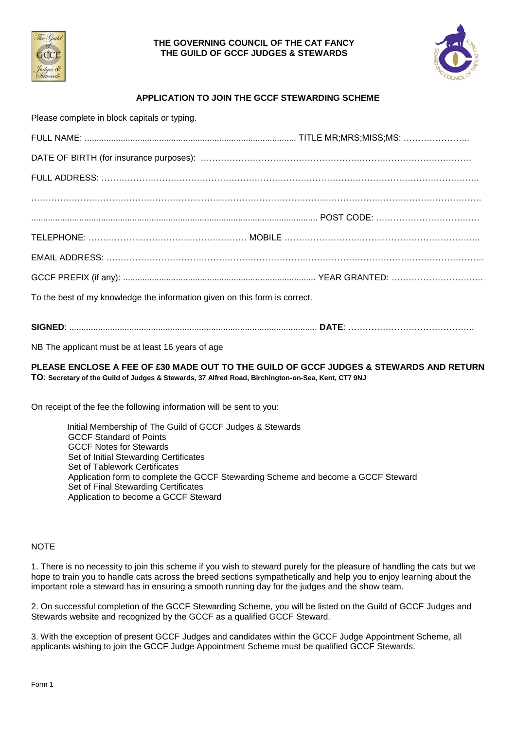**THE GOVERNING COUNCIL OF THE CAT FANCY**
**THE GUILD OF GCCF JUDGES & STEWARDS**

## APPLICATION TO JOIN THE GCCF STEWARDING SCHEME

Please complete in block capitals or typing.

FULL NAME: ........................................................................................ TITLE MR;MRS;MISS;MS: …………………..

DATE OF BIRTH (for insurance purposes): ……………………………………………………………………………………

FULL ADDRESS: ……………………………………………………………………………………………………………..

……………………………………………………………………………………………………………………………………

........................................................................................................................ POST CODE: ………………………………

TELEPHONE: ……………………………………………… MOBILE …………………………………………………………..

EMAIL ADDRESS: ………………………………………………………………………………………………………………..

GCCF PREFIX (if any): ................................................................................ YEAR GRANTED: …………………………..

To the best of my knowledge the information given on this form is correct.

**SIGNED**: ...................................................................................................... **DATE**: ……………………………………..

NB The applicant must be at least 16 years of age

**PLEASE ENCLOSE A FEE OF £30 MADE OUT TO THE GUILD OF GCCF JUDGES & STEWARDS AND RETURN TO**: **Secretary of the Guild of Judges & Stewards, 37 Alfred Road, Birchington-on-Sea, Kent, CT7 9NJ**

On receipt of the fee the following information will be sent to you:

- Initial Membership of The Guild of GCCF Judges & Stewards
- GCCF Standard of Points
- GCCF Notes for Stewards
- Set of Initial Stewarding Certificates
- Set of Tablework Certificates
- Application form to complete the GCCF Stewarding Scheme and become a GCCF Steward
- Set of Final Stewarding Certificates
- Application to become a GCCF Steward

NOTE

1. There is no necessity to join this scheme if you wish to steward purely for the pleasure of handling the cats but we hope to train you to handle cats across the breed sections sympathetically and help you to enjoy learning about the important role a steward has in ensuring a smooth running day for the judges and the show team.

2. On successful completion of the GCCF Stewarding Scheme, you will be listed on the Guild of GCCF Judges and Stewards website and recognized by the GCCF as a qualified GCCF Steward.

3. With the exception of present GCCF Judges and candidates within the GCCF Judge Appointment Scheme, all applicants wishing to join the GCCF Judge Appointment Scheme must be qualified GCCF Stewards.

Form 1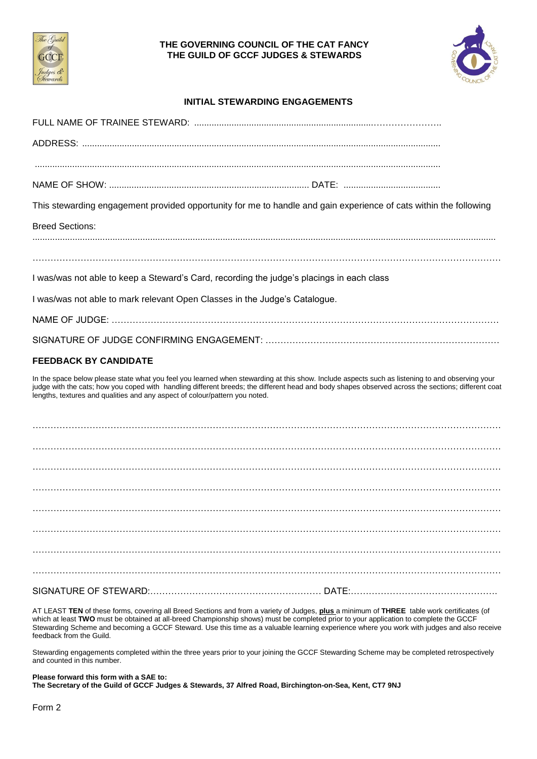**THE GOVERNING COUNCIL OF THE CAT FANCY**
**THE GUILD OF GCCF JUDGES & STEWARDS**

## INITIAL STEWARDING ENGAGEMENTS

FULL NAME OF TRAINEE STEWARD: ...................................................................................................

ADDRESS: ........................................................................................................................................

........................................................................................................................................................

NAME OF SHOW: ................................................................................. DATE: .......................................

This stewarding engagement provided opportunity for me to handle and gain experience of cats within the following

Breed Sections:

........................................................................................................................................................

........................................................................................................................................................

I was/was not able to keep a Steward's Card, recording the judge's placings in each class

I was/was not able to mark relevant Open Classes in the Judge's Catalogue.

NAME OF JUDGE: ...............................................................................................................................

SIGNATURE OF JUDGE CONFIRMING ENGAGEMENT: ...................................................................

### FEEDBACK BY CANDIDATE

In the space below please state what you feel you learned when stewarding at this show. Include aspects such as listening to and observing your judge with the cats; how you coped with handling different breeds; the different head and body shapes observed across the sections; different coat lengths, textures and qualities and any aspect of colour/pattern you noted.

........................................................................................................................................................

........................................................................................................................................................

........................................................................................................................................................

........................................................................................................................................................

........................................................................................................................................................

........................................................................................................................................................

........................................................................................................................................................

........................................................................................................................................................

SIGNATURE OF STEWARD:........................................................... DATE:...................................................

AT LEAST **TEN** of these forms, covering all Breed Sections and from a variety of Judges, **plus** a minimum of **THREE** table work certificates (of which at least **TWO** must be obtained at all-breed Championship shows) must be completed prior to your application to complete the GCCF Stewarding Scheme and becoming a GCCF Steward. Use this time as a valuable learning experience where you work with judges and also receive feedback from the Guild.

Stewarding engagements completed within the three years prior to your joining the GCCF Stewarding Scheme may be completed retrospectively and counted in this number.

**Please forward this form with a SAE to:**
**The Secretary of the Guild of GCCF Judges & Stewards, 37 Alfred Road, Birchington-on-Sea, Kent, CT7 9NJ**

Form 2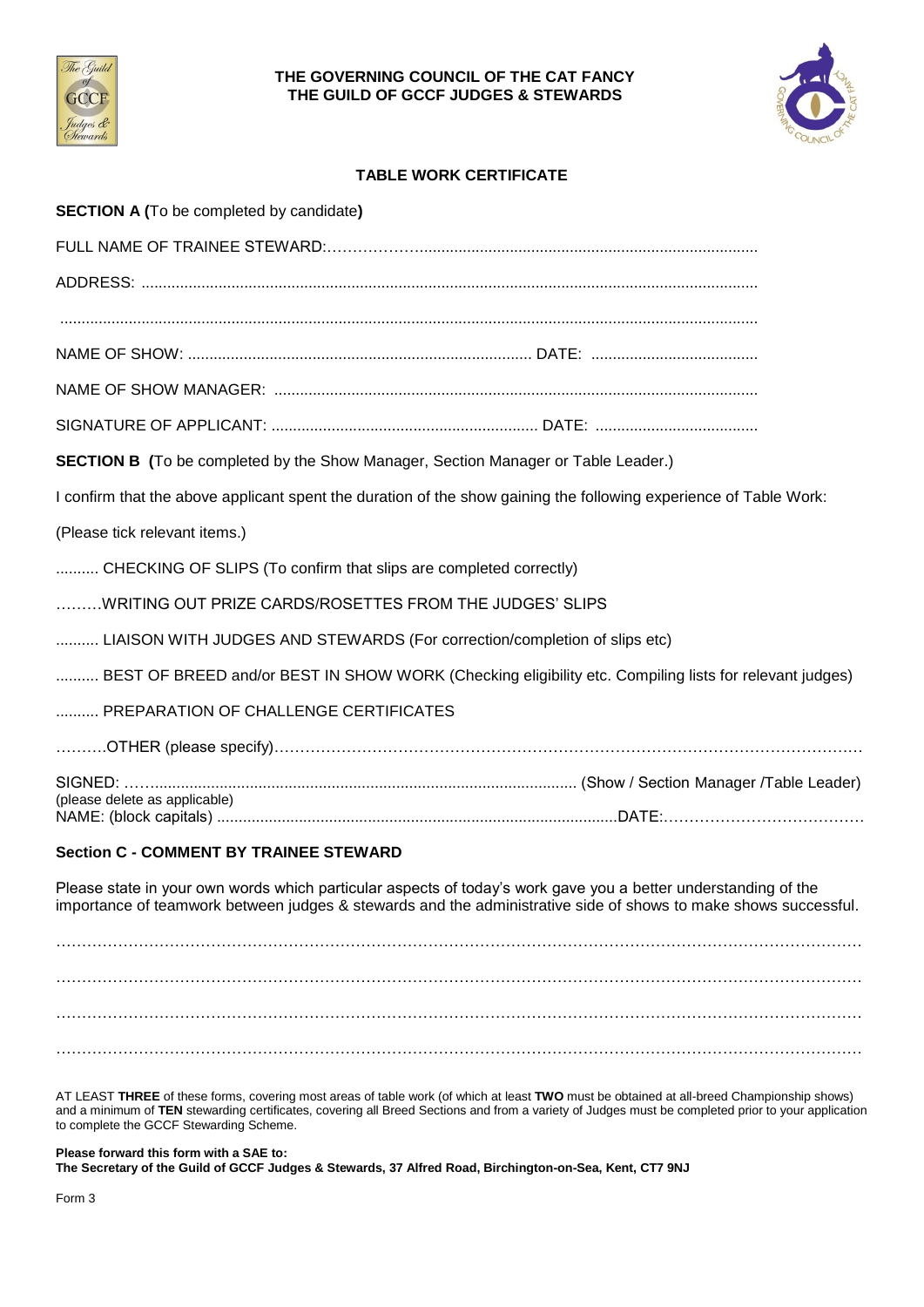**THE GOVERNING COUNCIL OF THE CAT FANCY**
**THE GUILD OF GCCF JUDGES & STEWARDS**

## TABLE WORK CERTIFICATE

**SECTION A (**To be completed by candidate**)**

FULL NAME OF TRAINEE STEWARD:……………..............................................................................

ADDRESS: ..............................................................................................................................................

..............................................................................................................................................................

NAME OF SHOW: ................................................................................ DATE: .......................................

NAME OF SHOW MANAGER: ................................................................................................................

SIGNATURE OF APPLICANT: .............................................................. DATE: ......................................

**SECTION B (**To be completed by the Show Manager, Section Manager or Table Leader.)

I confirm that the above applicant spent the duration of the show gaining the following experience of Table Work:

(Please tick relevant items.)

.......... CHECKING OF SLIPS (To confirm that slips are completed correctly)

………WRITING OUT PRIZE CARDS/ROSETTES FROM THE JUDGES' SLIPS

.......... LIAISON WITH JUDGES AND STEWARDS (For correction/completion of slips etc)

.......... BEST OF BREED and/or BEST IN SHOW WORK (Checking eligibility etc. Compiling lists for relevant judges)

.......... PREPARATION OF CHALLENGE CERTIFICATES

……….OTHER (please specify)……………………………………………………………………………………………

SIGNED: ……................................................................................................. (Show / Section Manager /Table Leader)
(please delete as applicable)
NAME: (block capitals) ............................................................................................DATE:…………………………………

### Section C - COMMENT BY TRAINEE STEWARD

Please state in your own words which particular aspects of today's work gave you a better understanding of the importance of teamwork between judges & stewards and the administrative side of shows to make shows successful.

……………………………………………………………………………………………………………………………

……………………………………………………………………………………………………………………………

……………………………………………………………………………………………………………………………

……………………………………………………………………………………………………………………………

AT LEAST **THREE** of these forms, covering most areas of table work (of which at least **TWO** must be obtained at all-breed Championship shows) and a minimum of **TEN** stewarding certificates, covering all Breed Sections and from a variety of Judges must be completed prior to your application to complete the GCCF Stewarding Scheme.

**Please forward this form with a SAE to:**
**The Secretary of the Guild of GCCF Judges & Stewards, 37 Alfred Road, Birchington-on-Sea, Kent, CT7 9NJ**

Form 3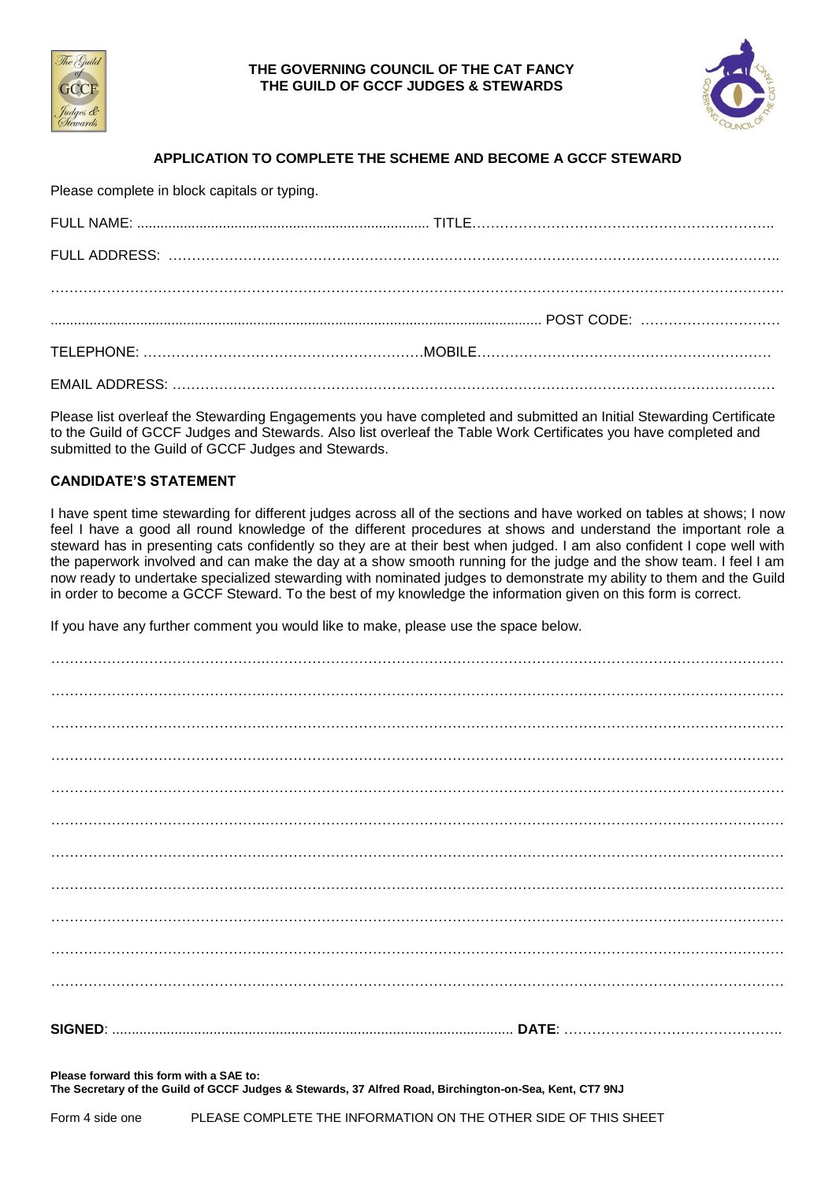**THE GOVERNING COUNCIL OF THE CAT FANCY**
**THE GUILD OF GCCF JUDGES & STEWARDS**

## APPLICATION TO COMPLETE THE SCHEME AND BECOME A GCCF STEWARD

Please complete in block capitals or typing.

FULL NAME: .......................................................................... TITLE..........................................................

FULL ADDRESS: ..........................................................................................................................................

..........................................................................................................................................................

........................................................................................................................ POST CODE: .............................

TELEPHONE: ........................................................... MOBILE.............................................................

EMAIL ADDRESS: ......................................................................................................................................

Please list overleaf the Stewarding Engagements you have completed and submitted an Initial Stewarding Certificate to the Guild of GCCF Judges and Stewards. Also list overleaf the Table Work Certificates you have completed and submitted to the Guild of GCCF Judges and Stewards.

### CANDIDATE'S STATEMENT

I have spent time stewarding for different judges across all of the sections and have worked on tables at shows; I now feel I have a good all round knowledge of the different procedures at shows and understand the important role a steward has in presenting cats confidently so they are at their best when judged. I am also confident I cope well with the paperwork involved and can make the day at a show smooth running for the judge and the show team. I feel I am now ready to undertake specialized stewarding with nominated judges to demonstrate my ability to them and the Guild in order to become a GCCF Steward. To the best of my knowledge the information given on this form is correct.

If you have any further comment you would like to make, please use the space below.

..........................................................................................................................................................

..........................................................................................................................................................

..........................................................................................................................................................

..........................................................................................................................................................

..........................................................................................................................................................

..........................................................................................................................................................

..........................................................................................................................................................

..........................................................................................................................................................

..........................................................................................................................................................

..........................................................................................................................................................

..........................................................................................................................................................

**SIGNED**: ........................................................................................................ **DATE**: ..............................................

**Please forward this form with a SAE to:**
**The Secretary of the Guild of GCCF Judges & Stewards, 37 Alfred Road, Birchington-on-Sea, Kent, CT7 9NJ**

Form 4 side one PLEASE COMPLETE THE INFORMATION ON THE OTHER SIDE OF THIS SHEET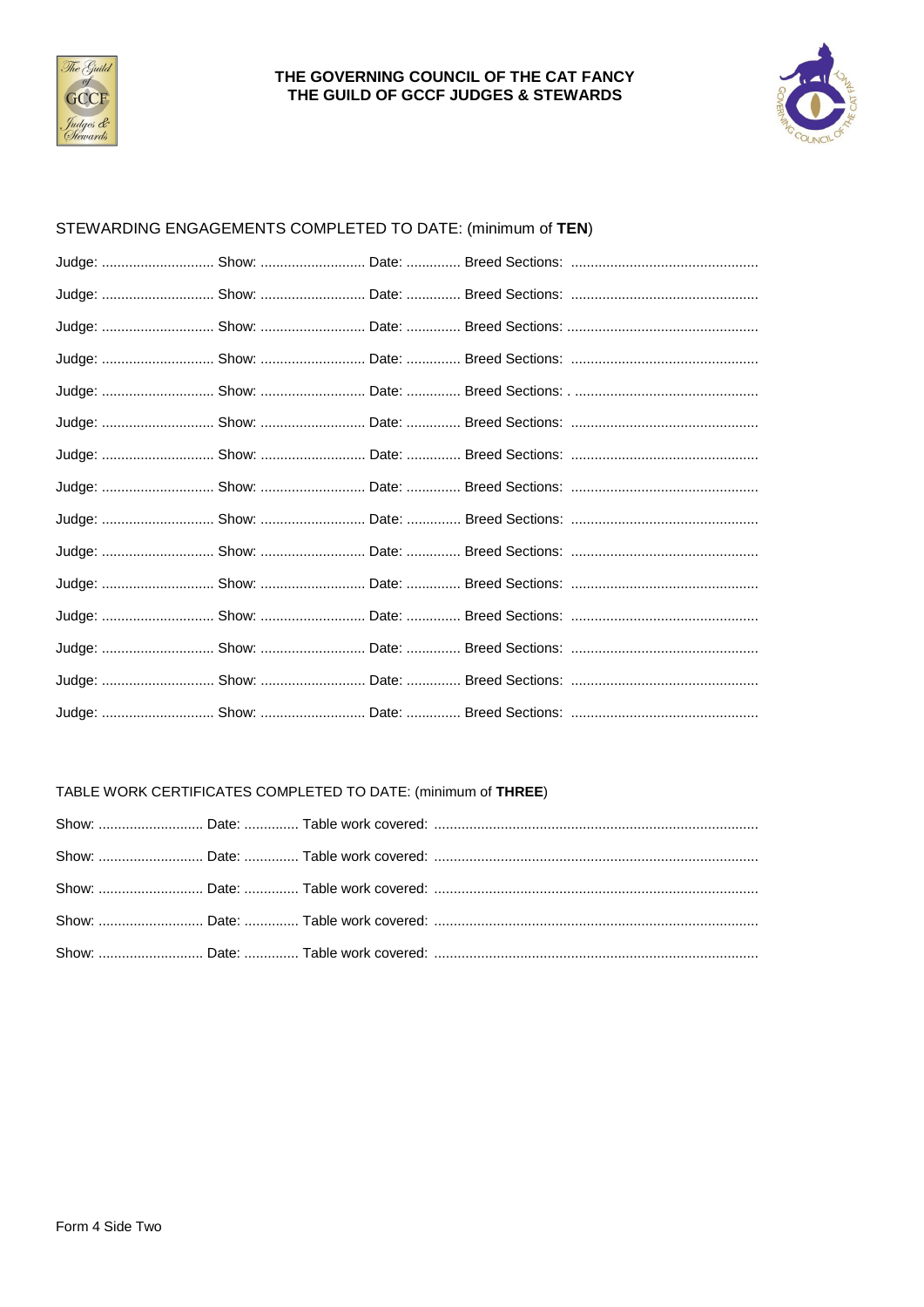**THE GOVERNING COUNCIL OF THE CAT FANCY**
**THE GUILD OF GCCF JUDGES & STEWARDS**

STEWARDING ENGAGEMENTS COMPLETED TO DATE: (minimum of **TEN**)

Judge: ............................ Show: .......................... Date: ............. Breed Sections: ...............................................

Judge: ............................ Show: .......................... Date: ............. Breed Sections: ...............................................

Judge: ............................ Show: .......................... Date: ............. Breed Sections: ...............................................

Judge: ............................ Show: .......................... Date: ............. Breed Sections: ...............................................

Judge: ............................ Show: .......................... Date: ............. Breed Sections: . ..............................................

Judge: ............................ Show: .......................... Date: ............. Breed Sections: ...............................................

Judge: ............................ Show: .......................... Date: ............. Breed Sections: ...............................................

Judge: ............................ Show: .......................... Date: ............. Breed Sections: ...............................................

Judge: ............................ Show: .......................... Date: ............. Breed Sections: ...............................................

Judge: ............................ Show: .......................... Date: ............. Breed Sections: ...............................................

Judge: ............................ Show: .......................... Date: ............. Breed Sections: ...............................................

Judge: ............................ Show: .......................... Date: ............. Breed Sections: ...............................................

Judge: ............................ Show: .......................... Date: ............. Breed Sections: ...............................................

Judge: ............................ Show: .......................... Date: ............. Breed Sections: ...............................................

Judge: ............................ Show: .......................... Date: ............. Breed Sections: ...............................................

TABLE WORK CERTIFICATES COMPLETED TO DATE: (minimum of **THREE**)

Show: .......................... Date: ............. Table work covered: .................................................................................

Show: .......................... Date: ............. Table work covered: .................................................................................

Show: .......................... Date: ............. Table work covered: .................................................................................

Show: .......................... Date: ............. Table work covered: .................................................................................

Show: .......................... Date: ............. Table work covered: .................................................................................

Form 4 Side Two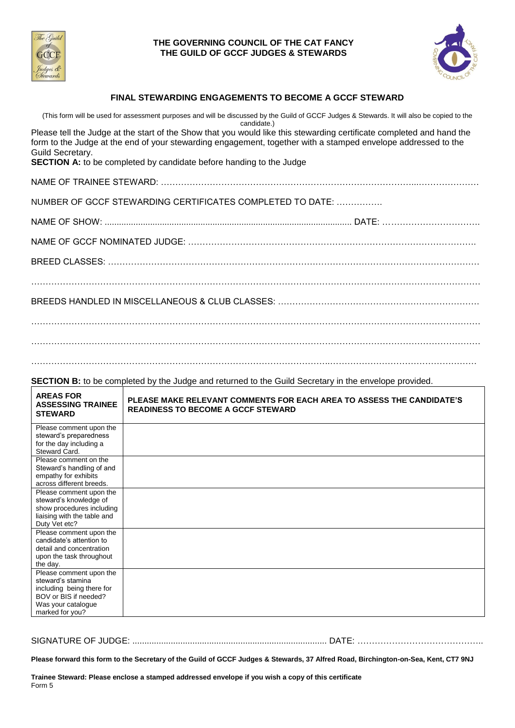**THE GOVERNING COUNCIL OF THE CAT FANCY**
**THE GUILD OF GCCF JUDGES & STEWARDS**

## FINAL STEWARDING ENGAGEMENTS TO BECOME A GCCF STEWARD

(This form will be used for assessment purposes and will be discussed by the Guild of GCCF Judges & Stewards. It will also be copied to the candidate.)

Please tell the Judge at the start of the Show that you would like this stewarding certificate completed and hand the form to the Judge at the end of your stewarding engagement, together with a stamped envelope addressed to the Guild Secretary.

**SECTION A:** to be completed by candidate before handing to the Judge

NAME OF TRAINEE STEWARD: ……………………………………………………………………………………………

NUMBER OF GCCF STEWARDING CERTIFICATES COMPLETED TO DATE: …………….

NAME OF SHOW: ........................................................................................................ DATE: ……………………………

NAME OF GCCF NOMINATED JUDGE: ……………………………………………………………………………………

BREED CLASSES: ……………………………………………………………………………………………………………

……………………………………………………………………………………………………………………………………

BREEDS HANDLED IN MISCELLANEOUS & CLUB CLASSES: ………………………………………………………

……………………………………………………………………………………………………………………………………

……………………………………………………………………………………………………………………………………

……………………………………………………………………………………………………………………………………

**SECTION B:** to be completed by the Judge and returned to the Guild Secretary in the envelope provided.

| AREAS FOR ASSESSING TRAINEE STEWARD | PLEASE MAKE RELEVANT COMMENTS FOR EACH AREA TO ASSESS THE CANDIDATE'S READINESS TO BECOME A GCCF STEWARD |
|---|---|
| Please comment upon the steward's preparedness for the day including a Steward Card. | |
| Please comment on the Steward's handling of and empathy for exhibits across different breeds. | |
| Please comment upon the steward's knowledge of show procedures including liaising with the table and Duty Vet etc? | |
| Please comment upon the candidate's attention to detail and concentration upon the task throughout the day. | |
| Please comment upon the steward's stamina including being there for BOV or BIS if needed? Was your catalogue marked for you? | |

SIGNATURE OF JUDGE: ................................................................................ DATE: ……………………………………..

**Please forward this form to the Secretary of the Guild of GCCF Judges & Stewards, 37 Alfred Road, Birchington-on-Sea, Kent, CT7 9NJ**

**Trainee Steward: Please enclose a stamped addressed envelope if you wish a copy of this certificate**

Form 5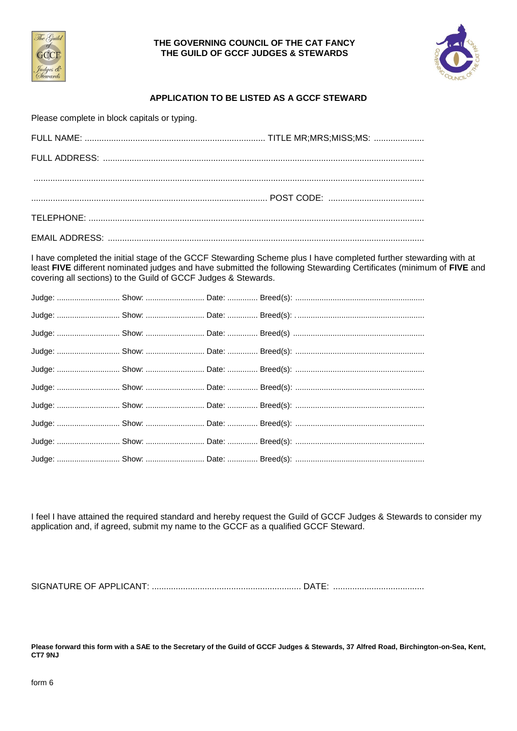**THE GOVERNING COUNCIL OF THE CAT FANCY**
**THE GUILD OF GCCF JUDGES & STEWARDS**

## APPLICATION TO BE LISTED AS A GCCF STEWARD

Please complete in block capitals or typing.

FULL NAME: .......................................................................... TITLE MR;MRS;MISS;MS: ....................

FULL ADDRESS: ....................................................................................................................................

.................................................................................................................................................

................................................................................................. POST CODE: ........................................

TELEPHONE: ..........................................................................................................................................

EMAIL ADDRESS: ..................................................................................................................................

I have completed the initial stage of the GCCF Stewarding Scheme plus I have completed further stewarding with at least **FIVE** different nominated judges and have submitted the following Stewarding Certificates (minimum of **FIVE** and covering all sections) to the Guild of GCCF Judges & Stewards.

Judge: ............................ Show: .......................... Date: ............. Breed(s): ..........................................................

Judge: ............................ Show: .......................... Date: ............. Breed(s): ..........................................................

Judge: ............................ Show: .......................... Date: ............. Breed(s) ...........................................................

Judge: ............................ Show: .......................... Date: ............. Breed(s): ..........................................................

Judge: ............................ Show: .......................... Date: ............. Breed(s): ..........................................................

Judge: ............................ Show: .......................... Date: ............. Breed(s): ..........................................................

Judge: ............................ Show: .......................... Date: ............. Breed(s): ..........................................................

Judge: ............................ Show: .......................... Date: ............. Breed(s): ..........................................................

Judge: ............................ Show: .......................... Date: ............. Breed(s): ..........................................................

Judge: ............................ Show: .......................... Date: ............. Breed(s): ..........................................................

I feel I have attained the required standard and hereby request the Guild of GCCF Judges & Stewards to consider my application and, if agreed, submit my name to the GCCF as a qualified GCCF Steward.

SIGNATURE OF APPLICANT: .............................................................. DATE: ......................................

**Please forward this form with a SAE to the Secretary of the Guild of GCCF Judges & Stewards, 37 Alfred Road, Birchington-on-Sea, Kent, CT7 9NJ**

form 6